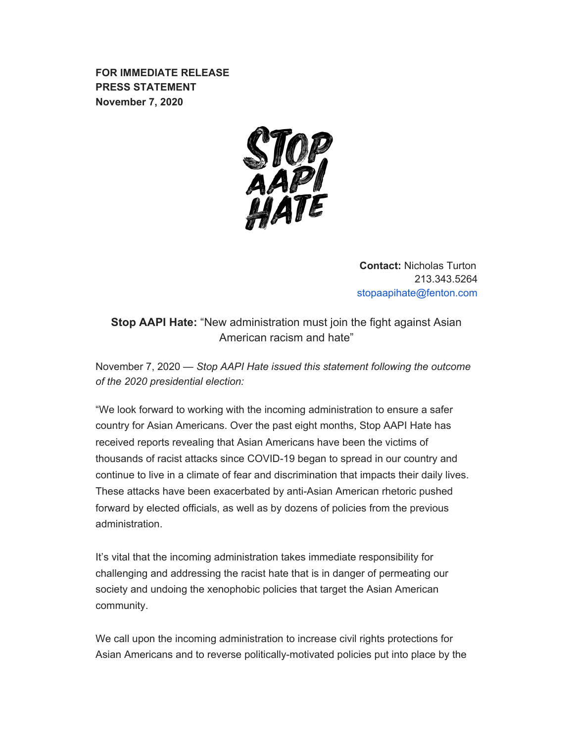**FOR IMMEDIATE RELEASE**
**PRESS STATEMENT**
**November 7, 2020**

STOP AAPI HATE

**Contact:** Nicholas Turton
213.343.5264
stopaapihate@fenton.com

**Stop AAPI Hate:** "New administration must join the fight against Asian American racism and hate"

November 7, 2020 — *Stop AAPI Hate issued this statement following the outcome of the 2020 presidential election:*

"We look forward to working with the incoming administration to ensure a safer country for Asian Americans. Over the past eight months, Stop AAPI Hate has received reports revealing that Asian Americans have been the victims of thousands of racist attacks since COVID-19 began to spread in our country and continue to live in a climate of fear and discrimination that impacts their daily lives. These attacks have been exacerbated by anti-Asian American rhetoric pushed forward by elected officials, as well as by dozens of policies from the previous administration.

It's vital that the incoming administration takes immediate responsibility for challenging and addressing the racist hate that is in danger of permeating our society and undoing the xenophobic policies that target the Asian American community.

We call upon the incoming administration to increase civil rights protections for Asian Americans and to reverse politically-motivated policies put into place by the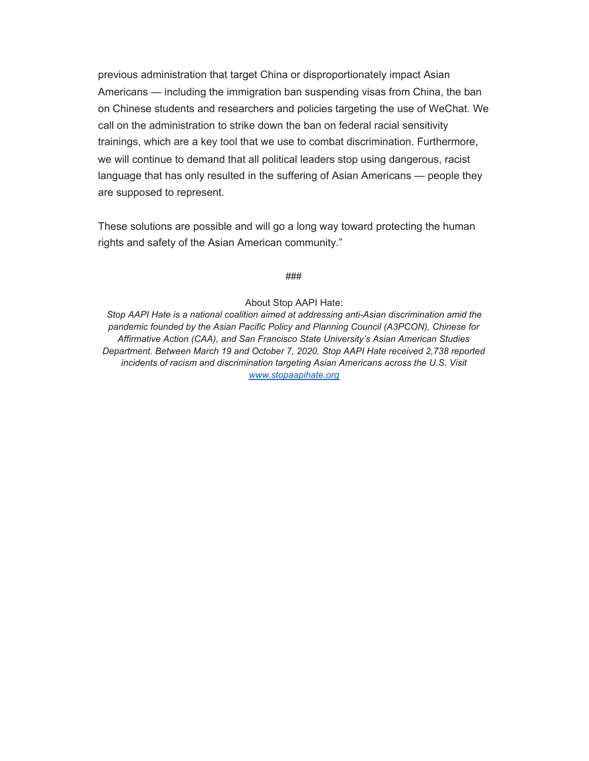previous administration that target China or disproportionately impact Asian Americans — including the immigration ban suspending visas from China, the ban on Chinese students and researchers and policies targeting the use of WeChat. We call on the administration to strike down the ban on federal racial sensitivity trainings, which are a key tool that we use to combat discrimination. Furthermore, we will continue to demand that all political leaders stop using dangerous, racist language that has only resulted in the suffering of Asian Americans — people they are supposed to represent.

These solutions are possible and will go a long way toward protecting the human rights and safety of the Asian American community."

###

About Stop AAPI Hate:

*Stop AAPI Hate is a national coalition aimed at addressing anti-Asian discrimination amid the pandemic founded by the Asian Pacific Policy and Planning Council (A3PCON), Chinese for Affirmative Action (CAA), and San Francisco State University's Asian American Studies Department. Between March 19 and October 7, 2020, Stop AAPI Hate received 2,738 reported incidents of racism and discrimination targeting Asian Americans across the U.S. Visit [www.stopaapihate.org](http://www.stopaapihate.org)*